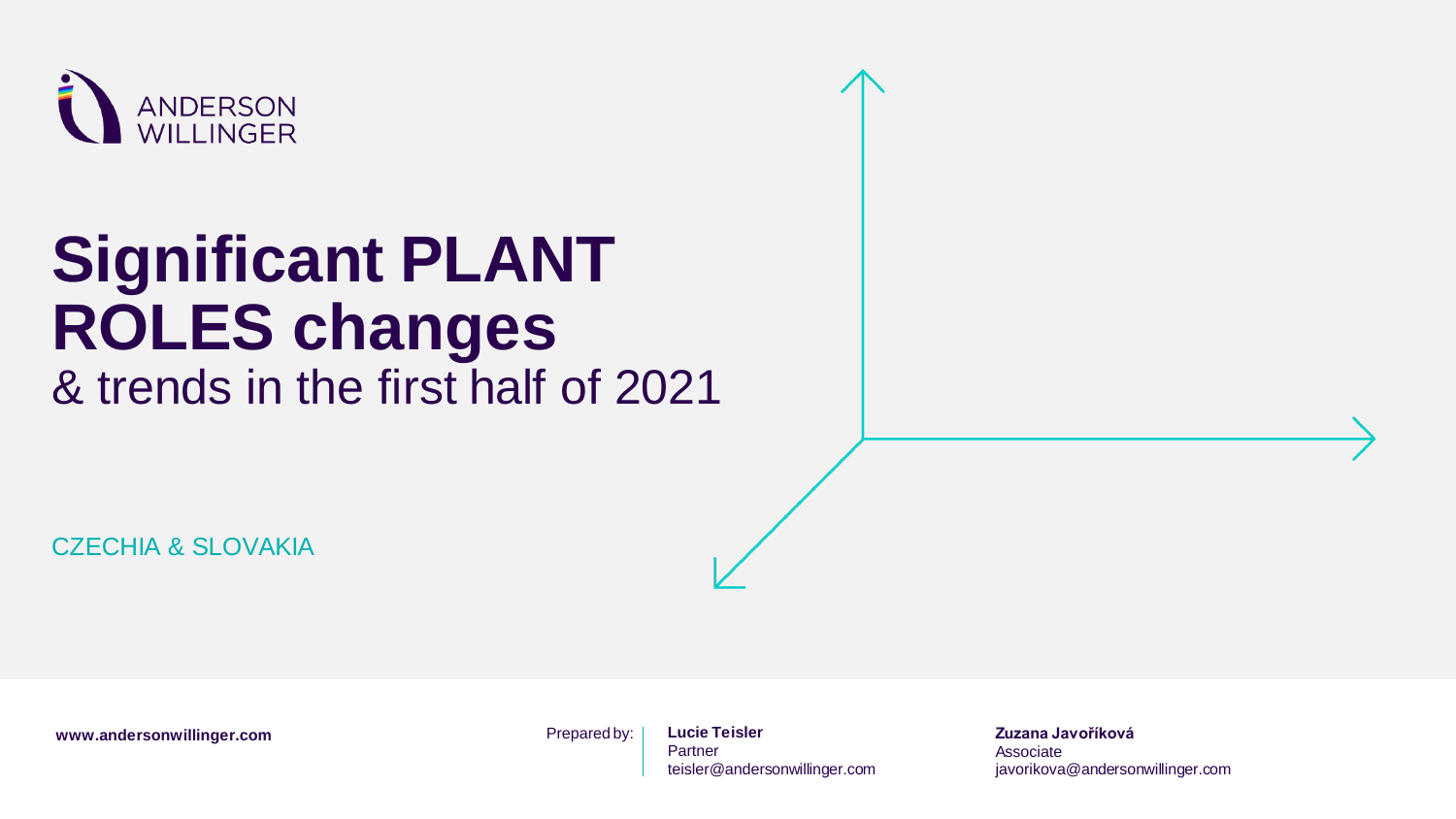ANDERSON WILLINGER

# Significant PLANT ROLES changes
& trends in the first half of 2021

CZECHIA & SLOVAKIA

**www.andersonwillinger.com**

Prepared by:

**Lucie Teisler**
Partner
teisler@andersonwillinger.com

**Zuzana Javoříková**
Associate
javorikova@andersonwillinger.com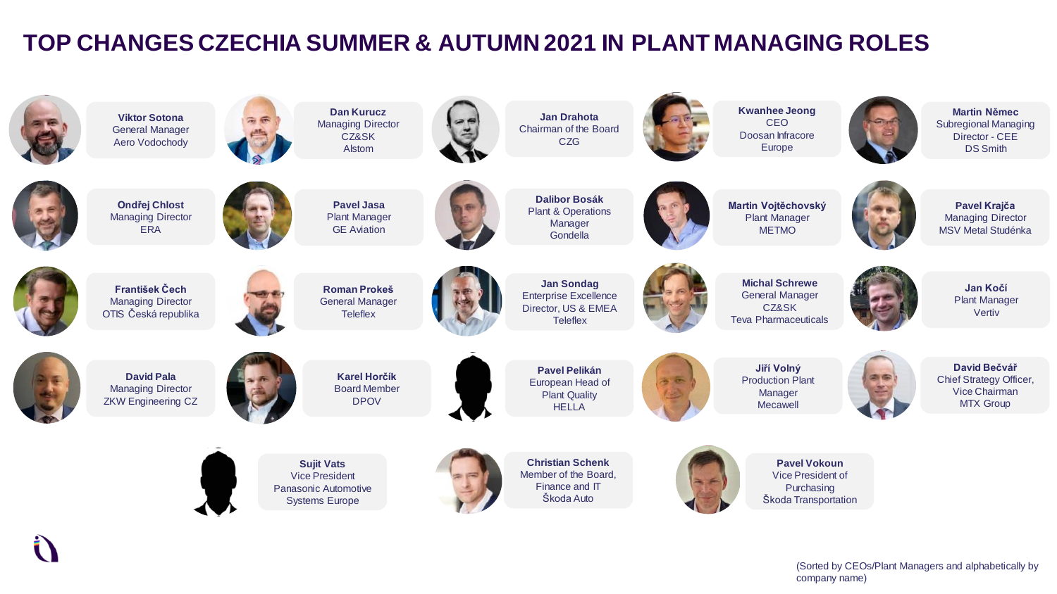# TOP CHANGES CZECHIA SUMMER & AUTUMN 2021 IN PLANT MANAGING ROLES

**Viktor Sotona**
General Manager
Aero Vodochody

**Dan Kurucz**
Managing Director
CZ&SK
Alstom

**Jan Drahota**
Chairman of the Board
CZG

**Kwanhee Jeong**
CEO
Doosan Infracore
Europe

**Martin Němec**
Subregional Managing
Director - CEE
DS Smith

**Ondřej Chlost**
Managing Director
ERA

**Pavel Jasa**
Plant Manager
GE Aviation

**Dalibor Bosák**
Plant & Operations
Manager
Gondella

**Martin Vojtěchovský**
Plant Manager
METMO

**Pavel Krajča**
Managing Director
MSV Metal Studénka

**František Čech**
Managing Director
OTIS Česká republika

**Roman Prokeš**
General Manager
Teleflex

**Jan Sondag**
Enterprise Excellence
Director, US & EMEA
Teleflex

**Michal Schrewe**
General Manager
CZ&SK
Teva Pharmaceuticals

**Jan Kočí**
Plant Manager
Vertiv

**David Pala**
Managing Director
ZKW Engineering CZ

**Karel Horčík**
Board Member
DPOV

**Pavel Pelikán**
European Head of
Plant Quality
HELLA

**Jiří Volný**
Production Plant
Manager
Mecawell

**David Bečvář**
Chief Strategy Officer,
Vice Chairman
MTX Group

**Sujit Vats**
Vice President
Panasonic Automotive
Systems Europe

**Christian Schenk**
Member of the Board,
Finance and IT
Škoda Auto

**Pavel Vokoun**
Vice President of
Purchasing
Škoda Transportation

(Sorted by CEOs/Plant Managers and alphabetically by company name)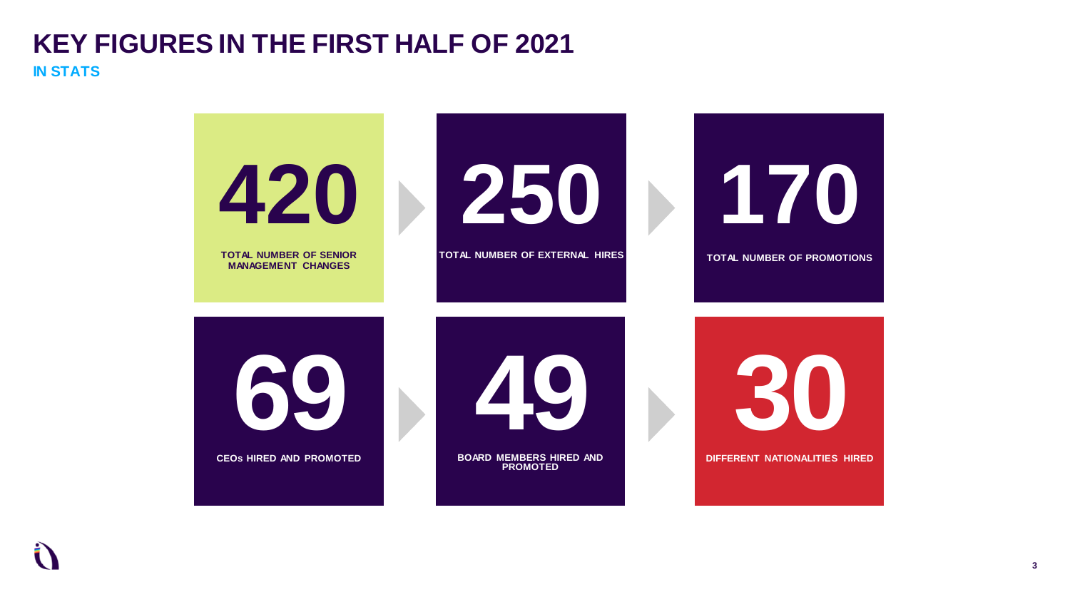# KEY FIGURES IN THE FIRST HALF OF 2021

## IN STATS

**420**
TOTAL NUMBER OF SENIOR MANAGEMENT CHANGES

**250**
TOTAL NUMBER OF EXTERNAL HIRES

**170**
TOTAL NUMBER OF PROMOTIONS

**69**
CEOs HIRED AND PROMOTED

**49**
BOARD MEMBERS HIRED AND PROMOTED

**30**
DIFFERENT NATIONALITIES HIRED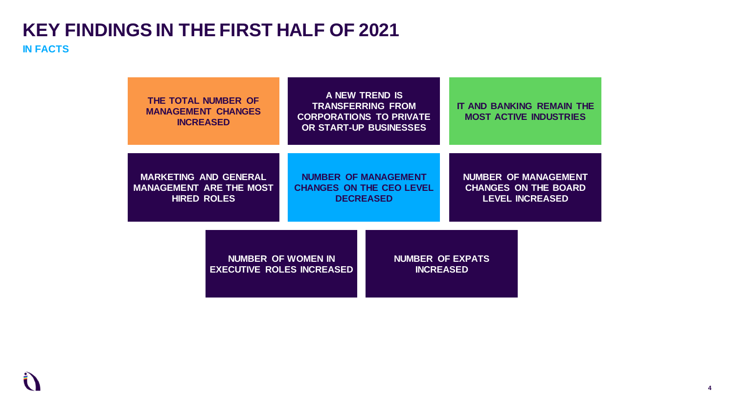# KEY FINDINGS IN THE FIRST HALF OF 2021

## IN FACTS

- THE TOTAL NUMBER OF MANAGEMENT CHANGES INCREASED
- A NEW TREND IS TRANSFERRING FROM CORPORATIONS TO PRIVATE OR START-UP BUSINESSES
- IT AND BANKING REMAIN THE MOST ACTIVE INDUSTRIES
- MARKETING AND GENERAL MANAGEMENT ARE THE MOST HIRED ROLES
- NUMBER OF MANAGEMENT CHANGES ON THE CEO LEVEL DECREASED
- NUMBER OF MANAGEMENT CHANGES ON THE BOARD LEVEL INCREASED
- NUMBER OF WOMEN IN EXECUTIVE ROLES INCREASED
- NUMBER OF EXPATS INCREASED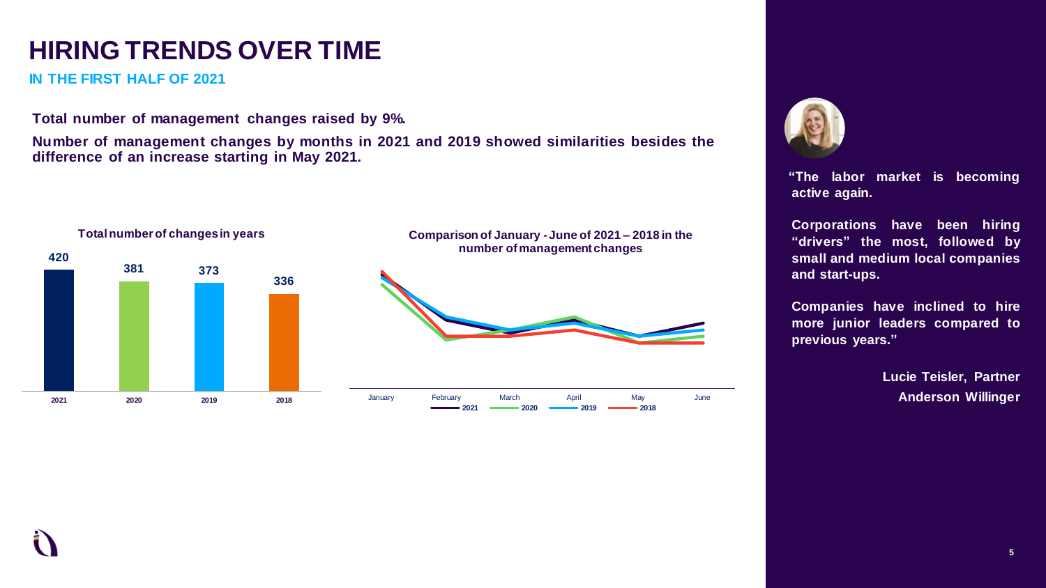# HIRING TRENDS OVER TIME

## IN THE FIRST HALF OF 2021

**Total number of management changes raised by 9%.**

**Number of management changes by months in 2021 and 2019 showed similarities besides the difference of an increase starting in May 2021.**

**Total number of changes in years**

| 2021 | 2020 | 2019 | 2018 |
|---|---|---|---|
| 420 | 381 | 373 | 336 |

**Comparison of January - June of 2021 – 2018 in the number of management changes**

January, February, March, April, May, June

2021, 2020, 2019, 2018

**"The labor market is becoming active again.**

**Corporations have been hiring "drivers" the most, followed by small and medium local companies and start-ups.**

**Companies have inclined to hire more junior leaders compared to previous years."**

**Lucie Teisler, Partner**
**Anderson Willinger**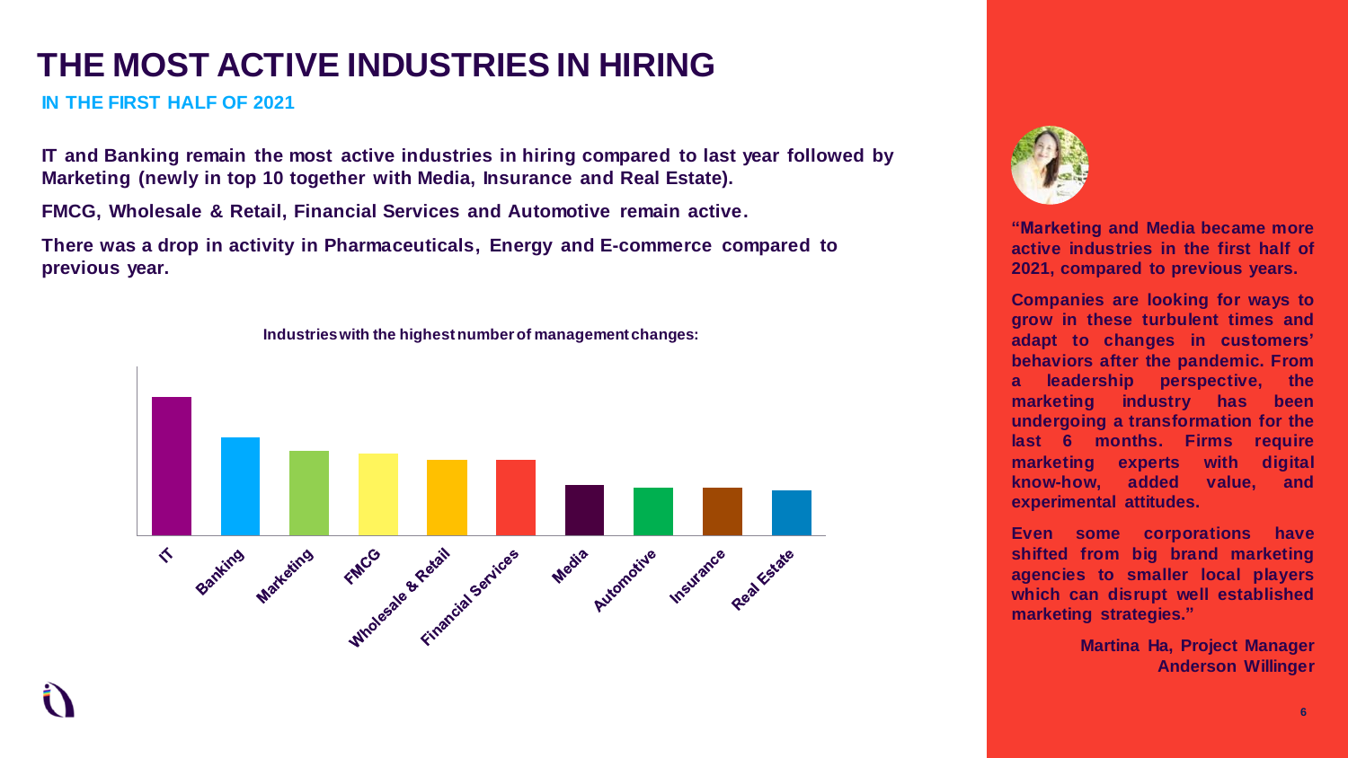# THE MOST ACTIVE INDUSTRIES IN HIRING

## IN THE FIRST HALF OF 2021

**IT and Banking remain the most active industries in hiring compared to last year followed by Marketing (newly in top 10 together with Media, Insurance and Real Estate).**

**FMCG, Wholesale & Retail, Financial Services and Automotive remain active.**

**There was a drop in activity in Pharmaceuticals, Energy and E-commerce compared to previous year.**

**Industries with the highest number of management changes:**

IT, Banking, Marketing, FMCG, Wholesale & Retail, Financial Services, Media, Automotive, Insurance, Real Estate

**"Marketing and Media became more active industries in the first half of 2021, compared to previous years.**

**Companies are looking for ways to grow in these turbulent times and adapt to changes in customers' behaviors after the pandemic. From a leadership perspective, the marketing industry has been undergoing a transformation for the last 6 months. Firms require marketing experts with digital know-how, added value, and experimental attitudes.**

**Even some corporations have shifted from big brand marketing agencies to smaller local players which can disrupt well established marketing strategies."**

**Martina Ha, Project Manager**
**Anderson Willinger**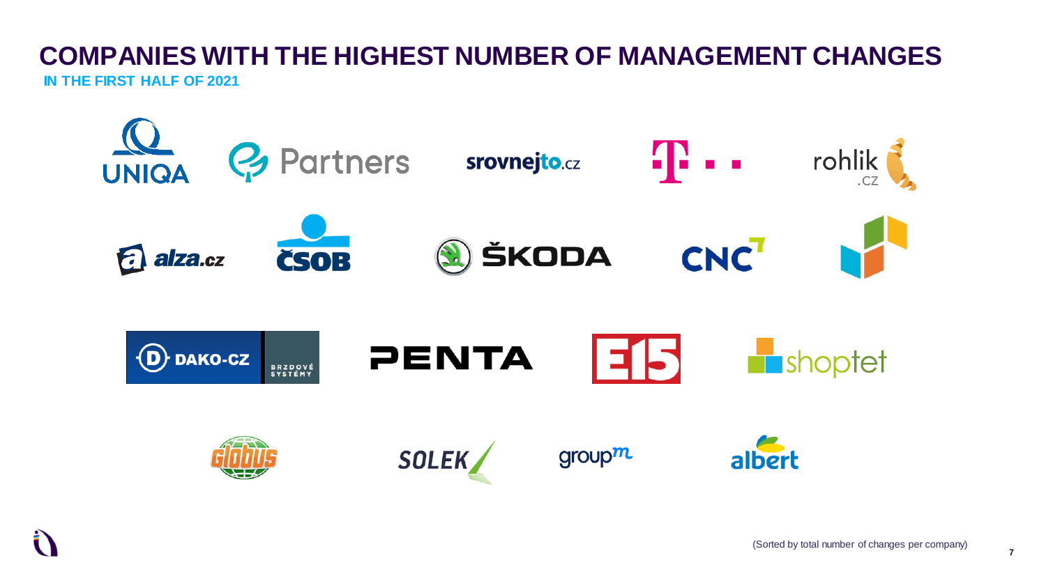# COMPANIES WITH THE HIGHEST NUMBER OF MANAGEMENT CHANGES

## IN THE FIRST HALF OF 2021

UNIQA, Partners, srovnejto.cz, T, rohlik.cz

alza.cz, ČSOB, ŠKODA, CNC

DAKO-CZ BRZDOVÉ SYSTÉMY, PENTA, E15, shoptet

Globus, SOLEK, groupm, albert

(Sorted by total number of changes per company)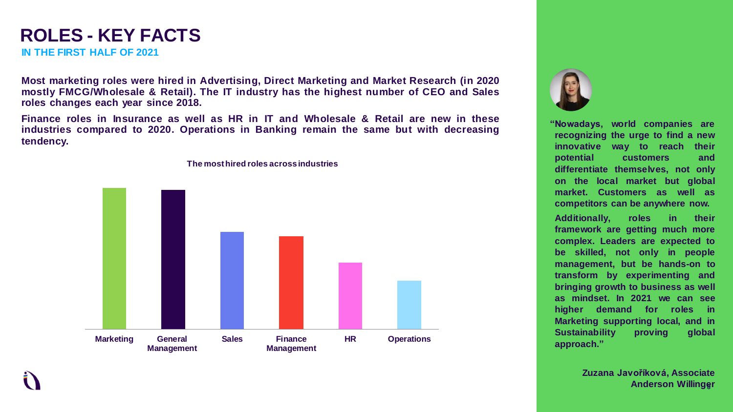# ROLES - KEY FACTS

**IN THE FIRST HALF OF 2021**

**Most marketing roles were hired in Advertising, Direct Marketing and Market Research (in 2020 mostly FMCG/Wholesale & Retail). The IT industry has the highest number of CEO and Sales roles changes each year since 2018.**

**Finance roles in Insurance as well as HR in IT and Wholesale & Retail are new in these industries compared to 2020. Operations in Banking remain the same but with decreasing tendency.**

**The most hired roles across industries**

Marketing | General Management | Sales | Finance Management | HR | Operations

**"Nowadays, world companies are recognizing the urge to find a new innovative way to reach their potential customers and differentiate themselves, not only on the local market but global market. Customers as well as competitors can be anywhere now.**

**Additionally, roles in their framework are getting much more complex. Leaders are expected to be skilled, not only in people management, but be hands-on to transform by experimenting and bringing growth to business as well as mindset. In 2021 we can see higher demand for roles in Marketing supporting local, and in Sustainability proving global approach."**

**Zuzana Javoříková, Associate**
**Anderson Willinger**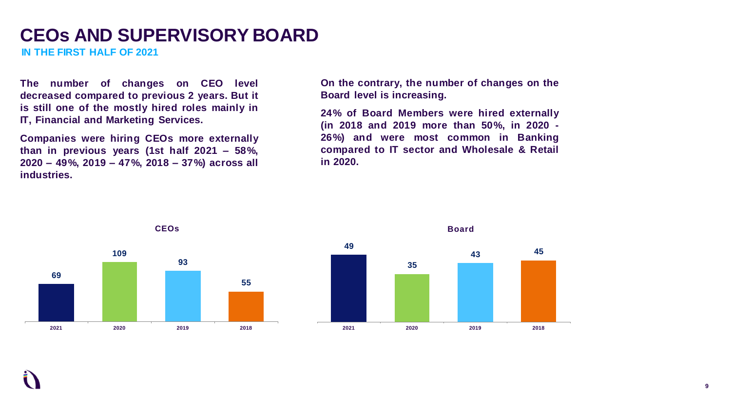# CEOs AND SUPERVISORY BOARD

## IN THE FIRST HALF OF 2021

**The number of changes on CEO level decreased compared to previous 2 years. But it is still one of the mostly hired roles mainly in IT, Financial and Marketing Services.**

**Companies were hiring CEOs more externally than in previous years (1st half 2021 – 58%, 2020 – 49%, 2019 – 47%, 2018 – 37%) across all industries.**

**On the contrary, the number of changes on the Board level is increasing.**

**24% of Board Members were hired externally (in 2018 and 2019 more than 50%, in 2020 - 26%) and were most common in Banking compared to IT sector and Wholesale & Retail in 2020.**

**CEOs**

| 2021 | 2020 | 2019 | 2018 |
|---|---|---|---|
| 69 | 109 | 93 | 55 |

**Board**

| 2021 | 2020 | 2019 | 2018 |
|---|---|---|---|
| 49 | 35 | 43 | 45 |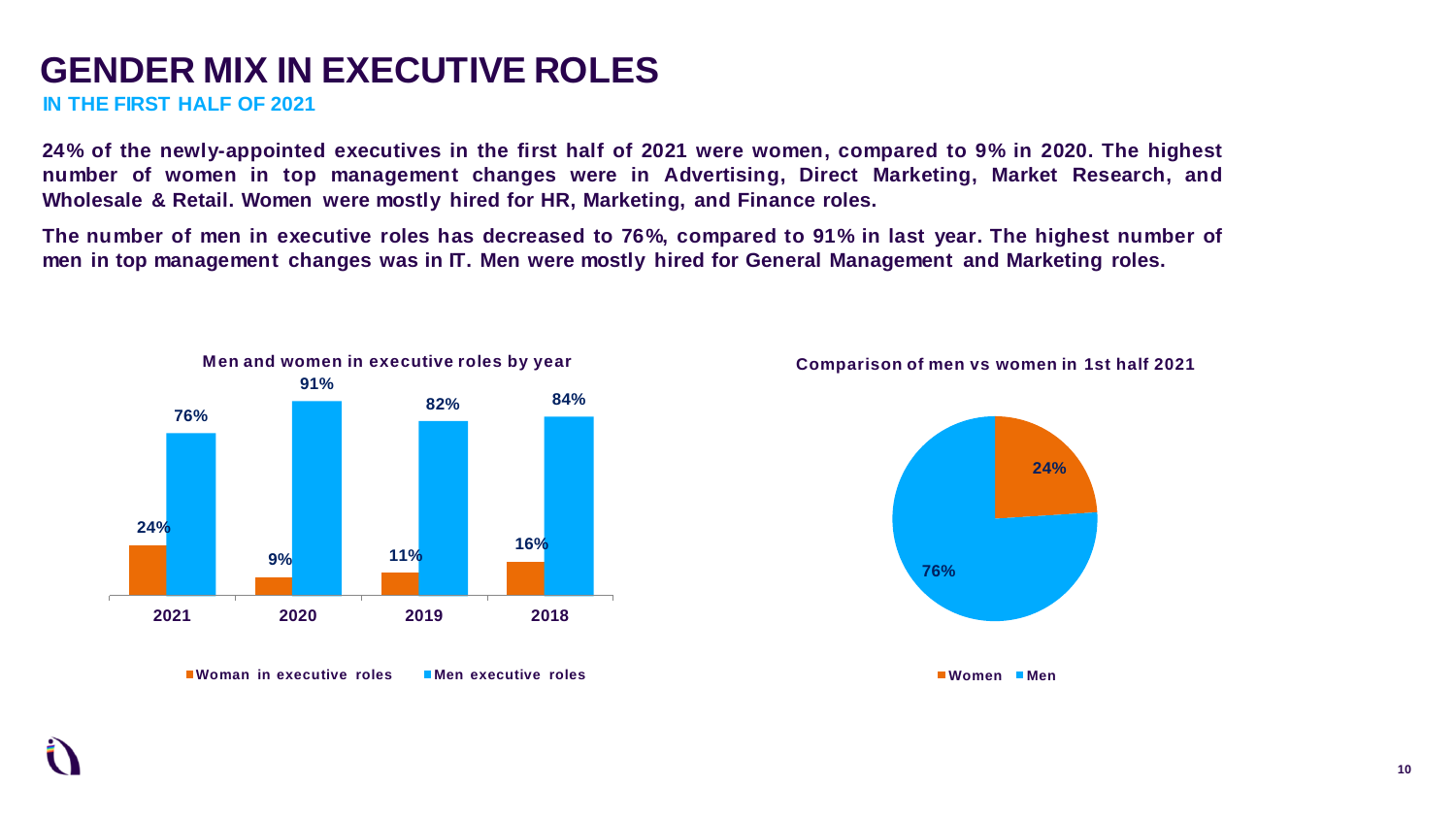# GENDER MIX IN EXECUTIVE ROLES

## IN THE FIRST HALF OF 2021

**24% of the newly-appointed executives in the first half of 2021 were women, compared to 9% in 2020. The highest number of women in top management changes were in Advertising, Direct Marketing, Market Research, and Wholesale & Retail. Women were mostly hired for HR, Marketing, and Finance roles.**

**The number of men in executive roles has decreased to 76%, compared to 91% in last year. The highest number of men in top management changes was in IT. Men were mostly hired for General Management and Marketing roles.**

**Men and women in executive roles by year**

| Year | Woman in executive roles | Men executive roles |
|---|---|---|
| 2021 | 24% | 76% |
| 2020 | 9% | 91% |
| 2019 | 11% | 82% |
| 2018 | 16% | 84% |

**Comparison of men vs women in 1st half 2021**

| | Share |
|---|---|
| Women | 24% |
| Men | 76% |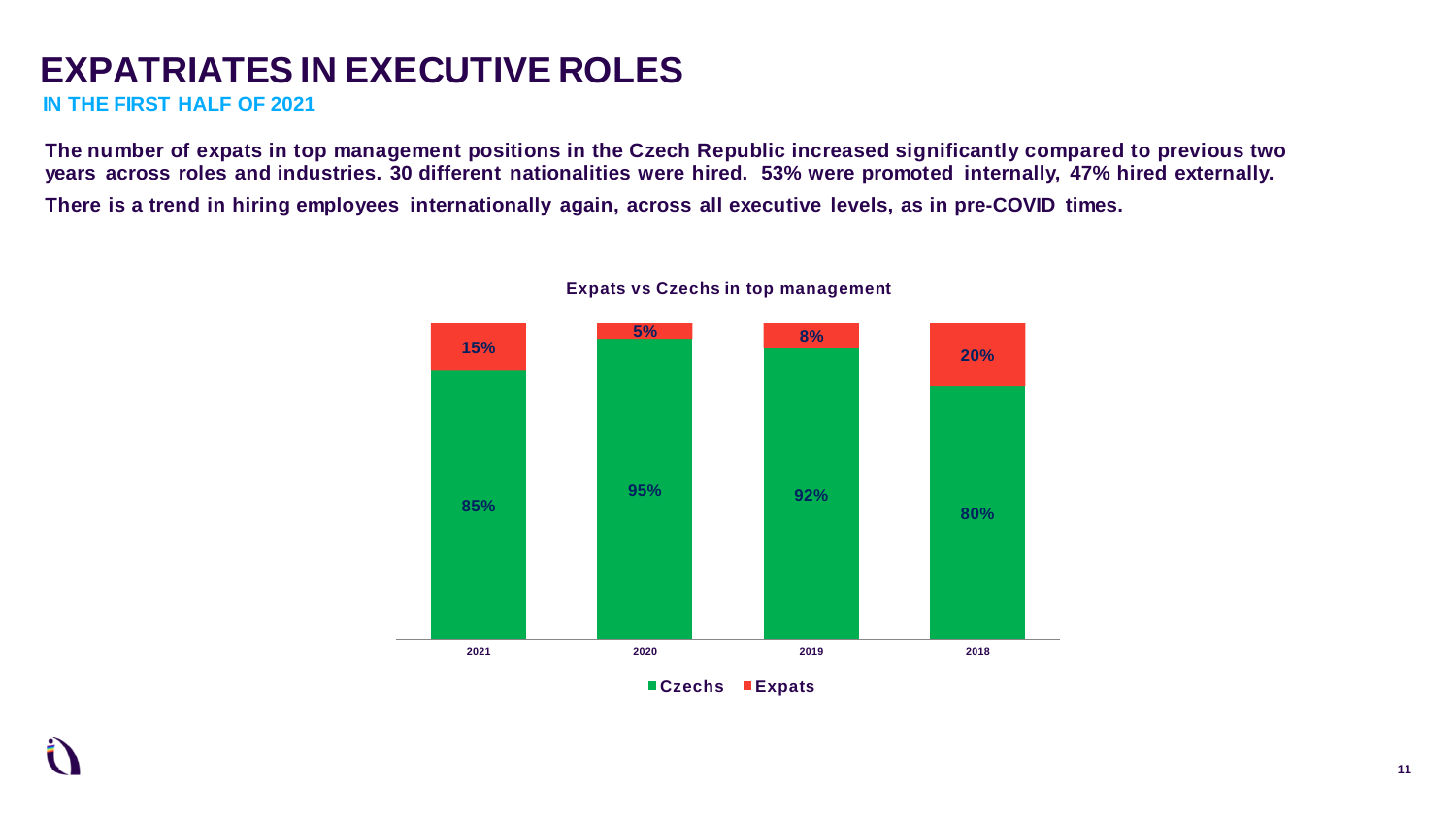# EXPATRIATES IN EXECUTIVE ROLES

## IN THE FIRST HALF OF 2021

**The number of expats in top management positions in the Czech Republic increased significantly compared to previous two years across roles and industries. 30 different nationalities were hired. 53% were promoted internally, 47% hired externally.**

**There is a trend in hiring employees internationally again, across all executive levels, as in pre-COVID times.**

**Expats vs Czechs in top management**

| | 2021 | 2020 | 2019 | 2018 |
|---|---|---|---|---|
| Czechs | 85% | 95% | 92% | 80% |
| Expats | 15% | 5% | 8% | 20% |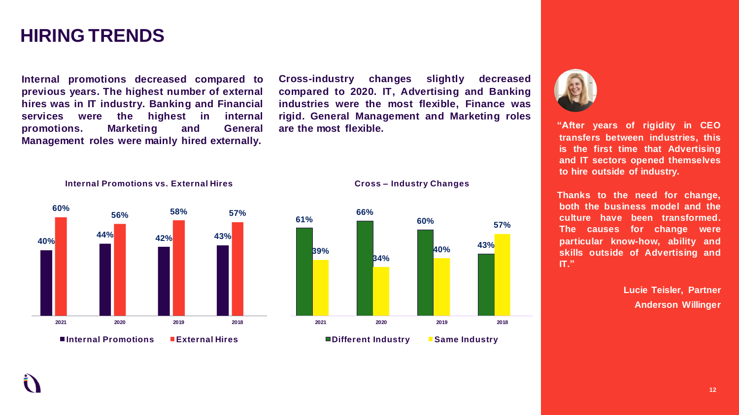# HIRING TRENDS

**Internal promotions decreased compared to previous years. The highest number of external hires was in IT industry. Banking and Financial services were the highest in internal promotions. Marketing and General Management roles were mainly hired externally.**

**Cross-industry changes slightly decreased compared to 2020. IT, Advertising and Banking industries were the most flexible, Finance was rigid. General Management and Marketing roles are the most flexible.**

**Internal Promotions vs. External Hires**

| | 2021 | 2020 | 2019 | 2018 |
|---|---|---|---|---|
| Internal Promotions | 40% | 44% | 42% | 43% |
| External Hires | 60% | 56% | 58% | 57% |

**Cross – Industry Changes**

| | 2021 | 2020 | 2019 | 2018 |
|---|---|---|---|---|
| Different Industry | 61% | 66% | 60% | 43% |
| Same Industry | 39% | 34% | 40% | 57% |

**"After years of rigidity in CEO transfers between industries, this is the first time that Advertising and IT sectors opened themselves to hire outside of industry.**

**Thanks to the need for change, both the business model and the culture have been transformed. The causes for change were particular know-how, ability and skills outside of Advertising and IT."**

**Lucie Teisler, Partner**
**Anderson Willinger**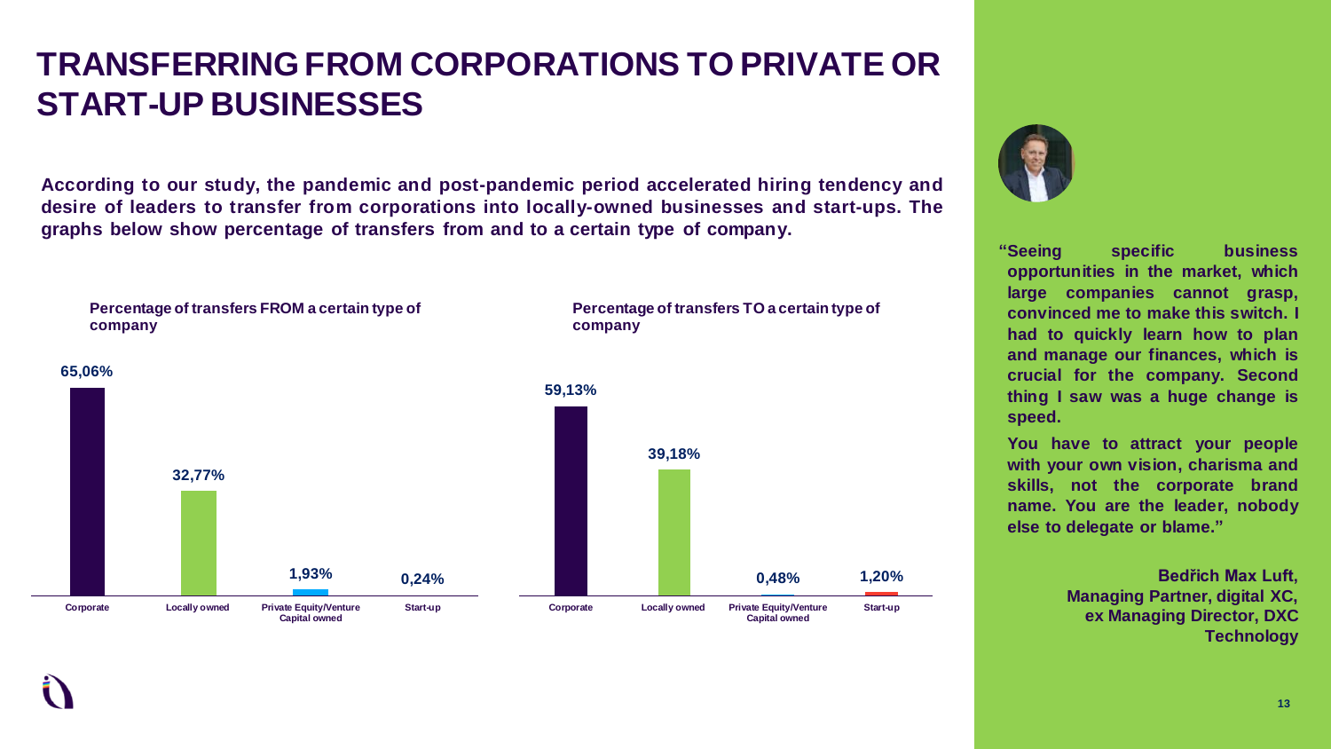# TRANSFERRING FROM CORPORATIONS TO PRIVATE OR START-UP BUSINESSES

**According to our study, the pandemic and post-pandemic period accelerated hiring tendency and desire of leaders to transfer from corporations into locally-owned businesses and start-ups. The graphs below show percentage of transfers from and to a certain type of company.**

**Percentage of transfers FROM a certain type of company**

| Corporate | Locally owned | Private Equity/Venture Capital owned | Start-up |
|---|---|---|---|
| 65,06% | 32,77% | 1,93% | 0,24% |

**Percentage of transfers TO a certain type of company**

| Corporate | Locally owned | Private Equity/Venture Capital owned | Start-up |
|---|---|---|---|
| 59,13% | 39,18% | 0,48% | 1,20% |

**"Seeing specific business opportunities in the market, which large companies cannot grasp, convinced me to make this switch. I had to quickly learn how to plan and manage our finances, which is crucial for the company. Second thing I saw was a huge change is speed.**

**You have to attract your people with your own vision, charisma and skills, not the corporate brand name. You are the leader, nobody else to delegate or blame."**

**Bedřich Max Luft,**
**Managing Partner, digital XC,**
**ex Managing Director, DXC Technology**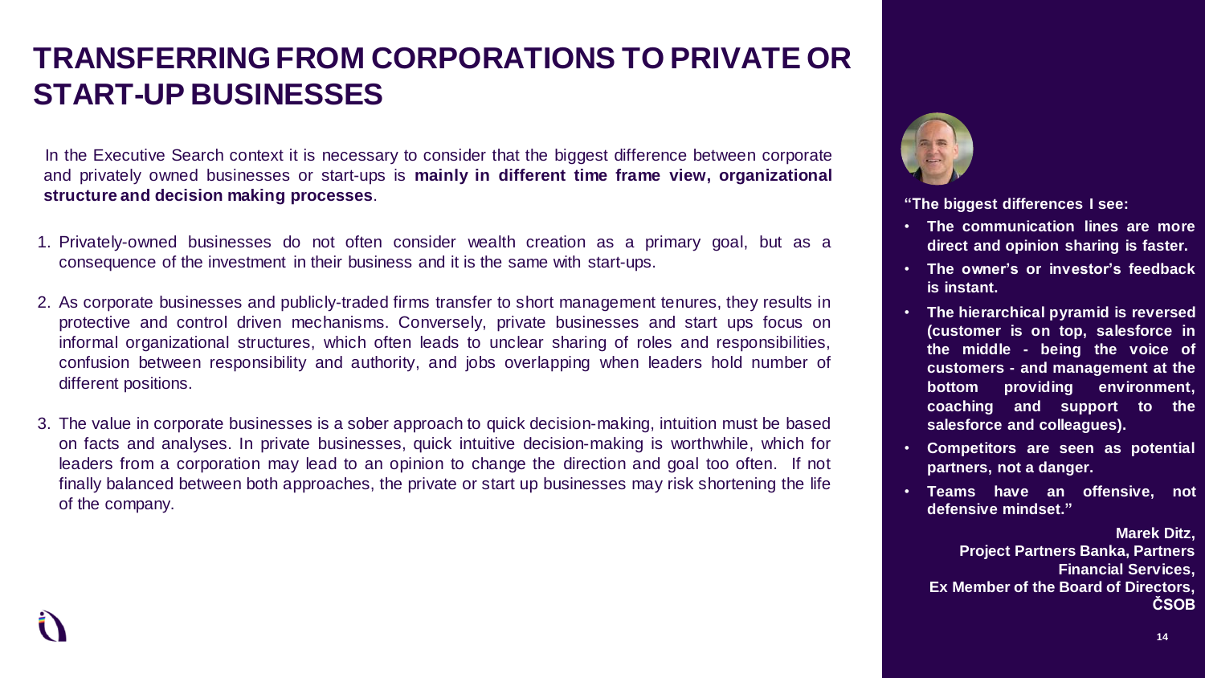# TRANSFERRING FROM CORPORATIONS TO PRIVATE OR START-UP BUSINESSES

In the Executive Search context it is necessary to consider that the biggest difference between corporate and privately owned businesses or start-ups is **mainly in different time frame view, organizational structure and decision making processes**.

1. Privately-owned businesses do not often consider wealth creation as a primary goal, but as a consequence of the investment in their business and it is the same with start-ups.
2. As corporate businesses and publicly-traded firms transfer to short management tenures, they results in protective and control driven mechanisms. Conversely, private businesses and start ups focus on informal organizational structures, which often leads to unclear sharing of roles and responsibilities, confusion between responsibility and authority, and jobs overlapping when leaders hold number of different positions.
3. The value in corporate businesses is a sober approach to quick decision-making, intuition must be based on facts and analyses. In private businesses, quick intuitive decision-making is worthwhile, which for leaders from a corporation may lead to an opinion to change the direction and goal too often. If not finally balanced between both approaches, the private or start up businesses may risk shortening the life of the company.

**"The biggest differences I see:**

- **The communication lines are more direct and opinion sharing is faster.**
- **The owner's or investor's feedback is instant.**
- **The hierarchical pyramid is reversed (customer is on top, salesforce in the middle - being the voice of customers - and management at the bottom providing environment, coaching and support to the salesforce and colleagues).**
- **Competitors are seen as potential partners, not a danger.**
- **Teams have an offensive, not defensive mindset."**

**Marek Ditz,**
**Project Partners Banka, Partners Financial Services,**
**Ex Member of the Board of Directors, ČSOB**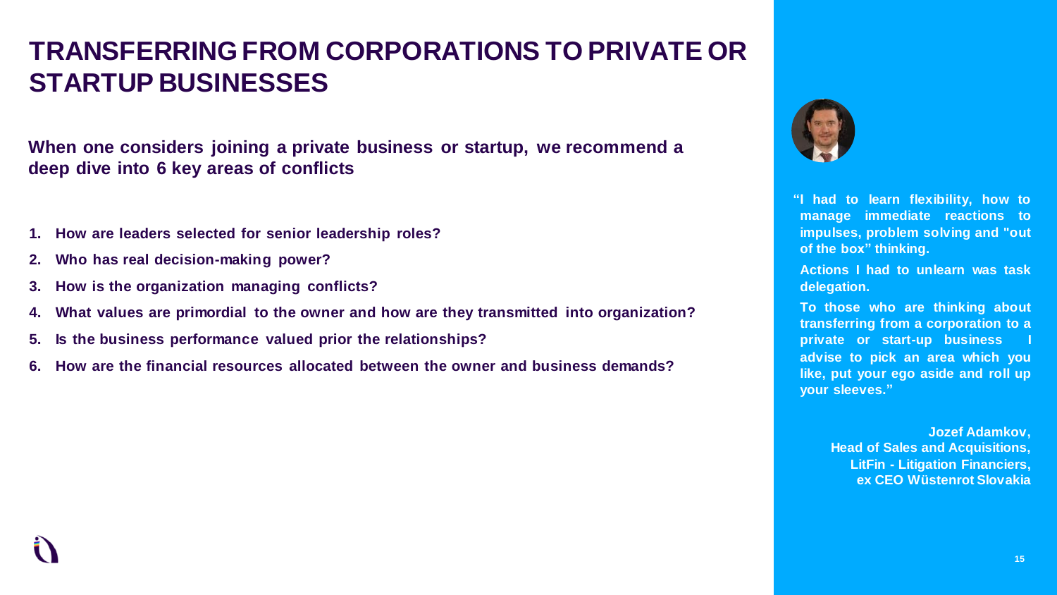# TRANSFERRING FROM CORPORATIONS TO PRIVATE OR STARTUP BUSINESSES

**When one considers joining a private business or startup, we recommend a deep dive into 6 key areas of conflicts**

1. **How are leaders selected for senior leadership roles?**
2. **Who has real decision-making power?**
3. **How is the organization managing conflicts?**
4. **What values are primordial to the owner and how are they transmitted into organization?**
5. **Is the business performance valued prior the relationships?**
6. **How are the financial resources allocated between the owner and business demands?**

**"I had to learn flexibility, how to manage immediate reactions to impulses, problem solving and "out of the box" thinking.**

**Actions I had to unlearn was task delegation.**

**To those who are thinking about transferring from a corporation to a private or start-up business I advise to pick an area which you like, put your ego aside and roll up your sleeves."**

**Jozef Adamkov,**
**Head of Sales and Acquisitions,**
**LitFin - Litigation Financiers,**
**ex CEO Wüstenrot Slovakia**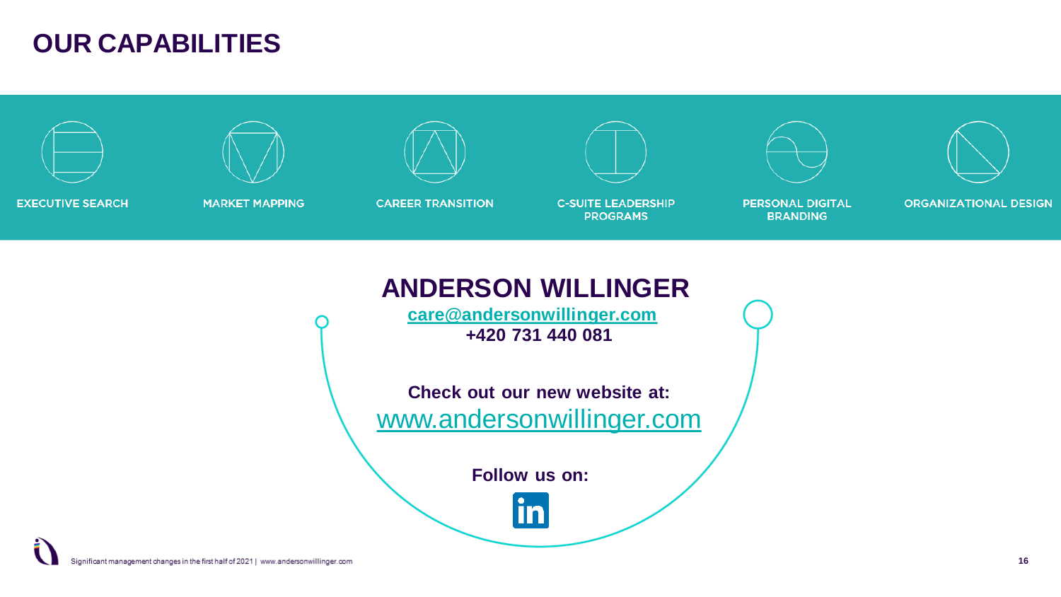# OUR CAPABILITIES

- EXECUTIVE SEARCH
- MARKET MAPPING
- CAREER TRANSITION
- C-SUITE LEADERSHIP PROGRAMS
- PERSONAL DIGITAL BRANDING
- ORGANIZATIONAL DESIGN

## ANDERSON WILLINGER

**care@andersonwillinger.com**
**+420 731 440 081**

**Check out our new website at:**
www.andersonwillinger.com

**Follow us on:**